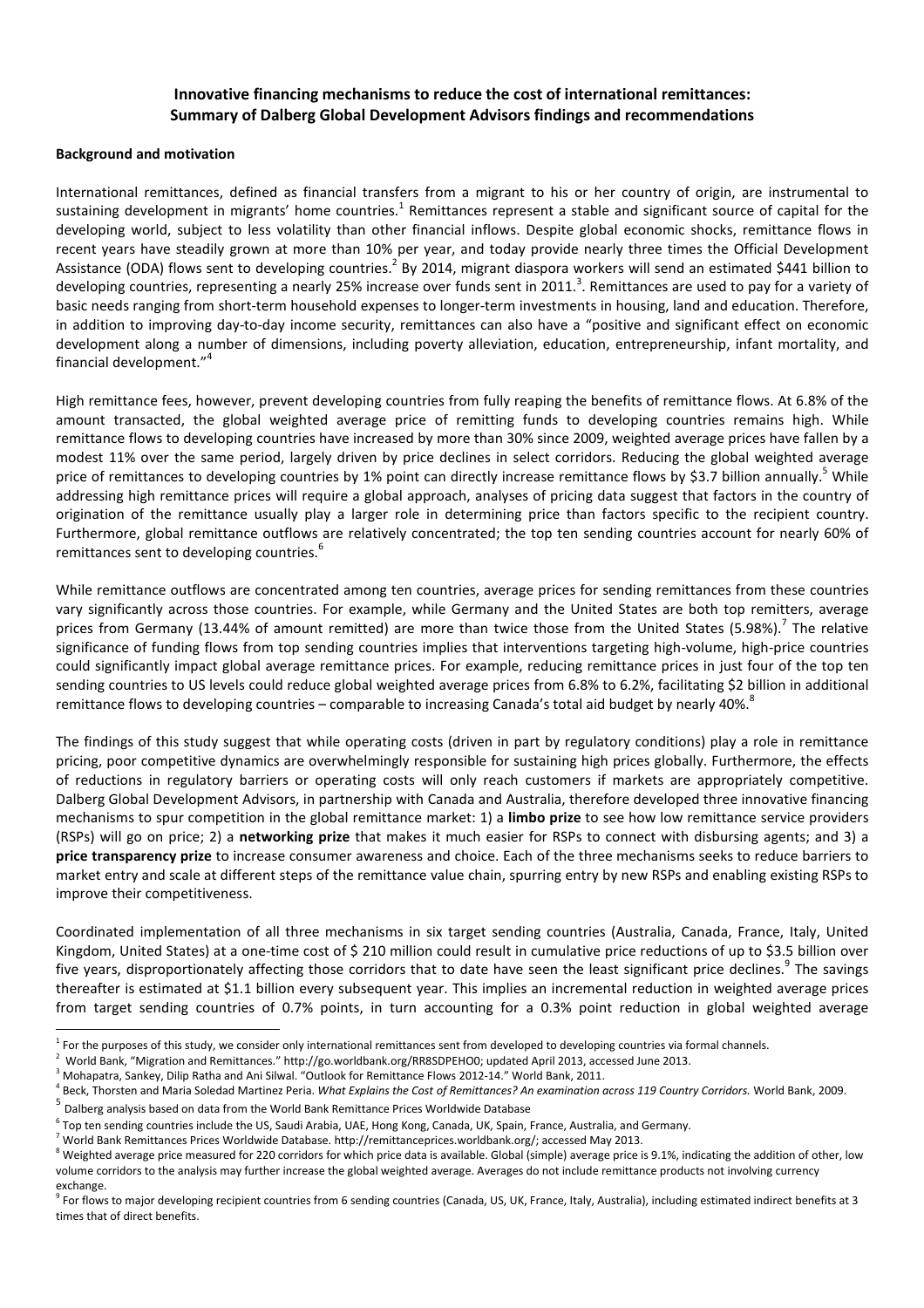# Innovative financing mechanisms to reduce the cost of international remittances: Summary of Dalberg Global Development Advisors findings and recommendations

## Background and motivation

International remittances, defined as financial transfers from a migrant to his or her country of origin, are instrumental to sustaining development in migrants' home countries.[1] Remittances represent a stable and significant source of capital for the developing world, subject to less volatility than other financial inflows. Despite global economic shocks, remittance flows in recent years have steadily grown at more than 10% per year, and today provide nearly three times the Official Development Assistance (ODA) flows sent to developing countries.[2] By 2014, migrant diaspora workers will send an estimated $441 billion to developing countries, representing a nearly 25% increase over funds sent in 2011.[3]. Remittances are used to pay for a variety of basic needs ranging from short-term household expenses to longer-term investments in housing, land and education. Therefore, in addition to improving day-to-day income security, remittances can also have a "positive and significant effect on economic development along a number of dimensions, including poverty alleviation, education, entrepreneurship, infant mortality, and financial development."[4]

High remittance fees, however, prevent developing countries from fully reaping the benefits of remittance flows. At 6.8% of the amount transacted, the global weighted average price of remitting funds to developing countries remains high. While remittance flows to developing countries have increased by more than 30% since 2009, weighted average prices have fallen by a modest 11% over the same period, largely driven by price declines in select corridors. Reducing the global weighted average price of remittances to developing countries by 1% point can directly increase remittance flows by $3.7 billion annually.[5] While addressing high remittance prices will require a global approach, analyses of pricing data suggest that factors in the country of origination of the remittance usually play a larger role in determining price than factors specific to the recipient country. Furthermore, global remittance outflows are relatively concentrated; the top ten sending countries account for nearly 60% of remittances sent to developing countries.[6]

While remittance outflows are concentrated among ten countries, average prices for sending remittances from these countries vary significantly across those countries. For example, while Germany and the United States are both top remitters, average prices from Germany (13.44% of amount remitted) are more than twice those from the United States (5.98%).[7] The relative significance of funding flows from top sending countries implies that interventions targeting high-volume, high-price countries could significantly impact global average remittance prices. For example, reducing remittance prices in just four of the top ten sending countries to US levels could reduce global weighted average prices from 6.8% to 6.2%, facilitating $2 billion in additional remittance flows to developing countries – comparable to increasing Canada's total aid budget by nearly 40%.[8]

The findings of this study suggest that while operating costs (driven in part by regulatory conditions) play a role in remittance pricing, poor competitive dynamics are overwhelmingly responsible for sustaining high prices globally. Furthermore, the effects of reductions in regulatory barriers or operating costs will only reach customers if markets are appropriately competitive. Dalberg Global Development Advisors, in partnership with Canada and Australia, therefore developed three innovative financing mechanisms to spur competition in the global remittance market: 1) a **limbo prize** to see how low remittance service providers (RSPs) will go on price; 2) a **networking prize** that makes it much easier for RSPs to connect with disbursing agents; and 3) a **price transparency prize** to increase consumer awareness and choice. Each of the three mechanisms seeks to reduce barriers to market entry and scale at different steps of the remittance value chain, spurring entry by new RSPs and enabling existing RSPs to improve their competitiveness.

Coordinated implementation of all three mechanisms in six target sending countries (Australia, Canada, France, Italy, United Kingdom, United States) at a one-time cost of $ 210 million could result in cumulative price reductions of up to $3.5 billion over five years, disproportionately affecting those corridors that to date have seen the least significant price declines.[9] The savings thereafter is estimated at $1.1 billion every subsequent year. This implies an incremental reduction in weighted average prices from target sending countries of 0.7% points, in turn accounting for a 0.3% point reduction in global weighted average

---

[1] For the purposes of this study, we consider only international remittances sent from developed to developing countries via formal channels.

[2] World Bank, "Migration and Remittances." http://go.worldbank.org/RR8SDPEHO0; updated April 2013, accessed June 2013.

[3] Mohapatra, Sankey, Dilip Ratha and Ani Silwal. "Outlook for Remittance Flows 2012-14." World Bank, 2011.

[4] Beck, Thorsten and Maria Soledad Martinez Peria. *What Explains the Cost of Remittances? An examination across 119 Country Corridors.* World Bank, 2009.

[5] Dalberg analysis based on data from the World Bank Remittance Prices Worldwide Database

[6] Top ten sending countries include the US, Saudi Arabia, UAE, Hong Kong, Canada, UK, Spain, France, Australia, and Germany.

[7] World Bank Remittances Prices Worldwide Database. http://remittanceprices.worldbank.org/; accessed May 2013.

[8] Weighted average price measured for 220 corridors for which price data is available. Global (simple) average price is 9.1%, indicating the addition of other, low volume corridors to the analysis may further increase the global weighted average. Averages do not include remittance products not involving currency exchange.

[9] For flows to major developing recipient countries from 6 sending countries (Canada, US, UK, France, Italy, Australia), including estimated indirect benefits at 3 times that of direct benefits.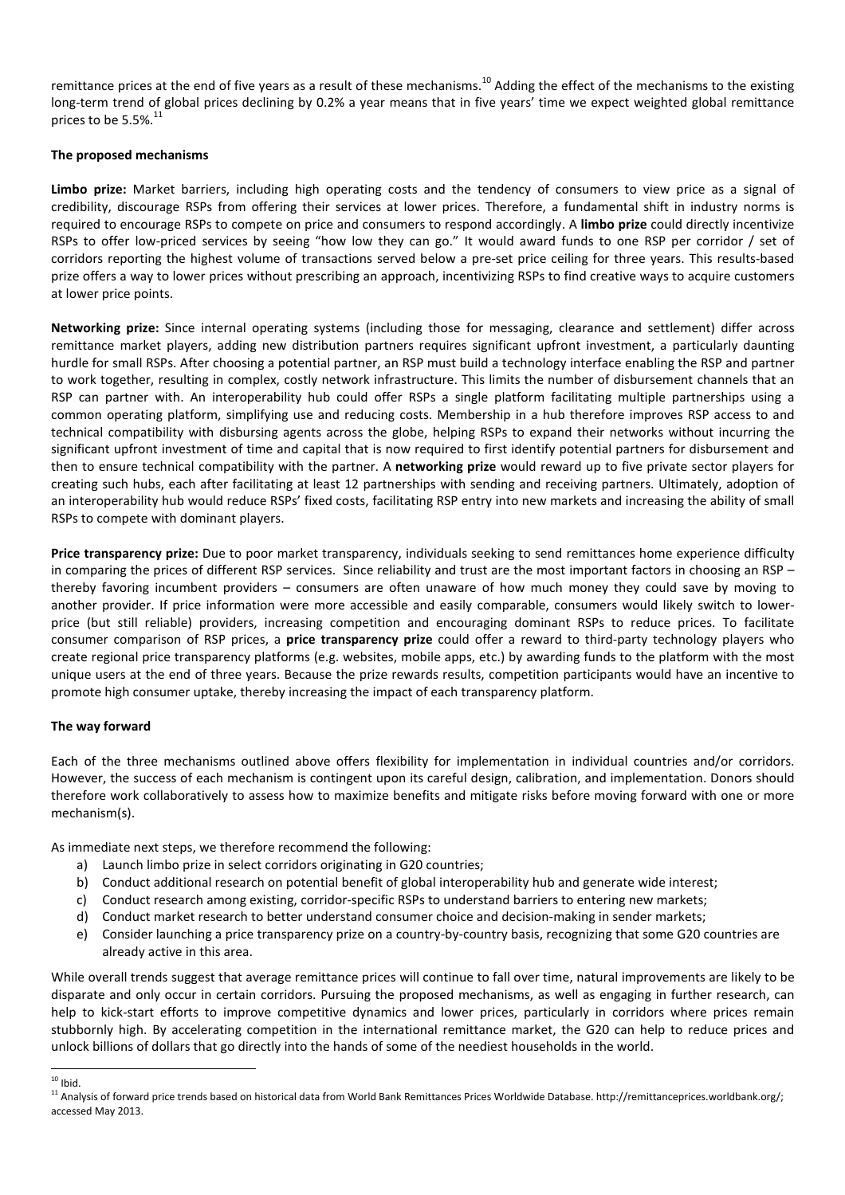remittance prices at the end of five years as a result of these mechanisms.[10] Adding the effect of the mechanisms to the existing long-term trend of global prices declining by 0.2% a year means that in five years' time we expect weighted global remittance prices to be 5.5%.[11]

**The proposed mechanisms**

**Limbo prize:** Market barriers, including high operating costs and the tendency of consumers to view price as a signal of credibility, discourage RSPs from offering their services at lower prices. Therefore, a fundamental shift in industry norms is required to encourage RSPs to compete on price and consumers to respond accordingly. A **limbo prize** could directly incentivize RSPs to offer low-priced services by seeing "how low they can go." It would award funds to one RSP per corridor / set of corridors reporting the highest volume of transactions served below a pre-set price ceiling for three years. This results-based prize offers a way to lower prices without prescribing an approach, incentivizing RSPs to find creative ways to acquire customers at lower price points.

**Networking prize:** Since internal operating systems (including those for messaging, clearance and settlement) differ across remittance market players, adding new distribution partners requires significant upfront investment, a particularly daunting hurdle for small RSPs. After choosing a potential partner, an RSP must build a technology interface enabling the RSP and partner to work together, resulting in complex, costly network infrastructure. This limits the number of disbursement channels that an RSP can partner with. An interoperability hub could offer RSPs a single platform facilitating multiple partnerships using a common operating platform, simplifying use and reducing costs. Membership in a hub therefore improves RSP access to and technical compatibility with disbursing agents across the globe, helping RSPs to expand their networks without incurring the significant upfront investment of time and capital that is now required to first identify potential partners for disbursement and then to ensure technical compatibility with the partner. A **networking prize** would reward up to five private sector players for creating such hubs, each after facilitating at least 12 partnerships with sending and receiving partners. Ultimately, adoption of an interoperability hub would reduce RSPs' fixed costs, facilitating RSP entry into new markets and increasing the ability of small RSPs to compete with dominant players.

**Price transparency prize:** Due to poor market transparency, individuals seeking to send remittances home experience difficulty in comparing the prices of different RSP services. Since reliability and trust are the most important factors in choosing an RSP – thereby favoring incumbent providers – consumers are often unaware of how much money they could save by moving to another provider. If price information were more accessible and easily comparable, consumers would likely switch to lower-price (but still reliable) providers, increasing competition and encouraging dominant RSPs to reduce prices. To facilitate consumer comparison of RSP prices, a **price transparency prize** could offer a reward to third-party technology players who create regional price transparency platforms (e.g. websites, mobile apps, etc.) by awarding funds to the platform with the most unique users at the end of three years. Because the prize rewards results, competition participants would have an incentive to promote high consumer uptake, thereby increasing the impact of each transparency platform.

**The way forward**

Each of the three mechanisms outlined above offers flexibility for implementation in individual countries and/or corridors. However, the success of each mechanism is contingent upon its careful design, calibration, and implementation. Donors should therefore work collaboratively to assess how to maximize benefits and mitigate risks before moving forward with one or more mechanism(s).

As immediate next steps, we therefore recommend the following:

a) Launch limbo prize in select corridors originating in G20 countries;
b) Conduct additional research on potential benefit of global interoperability hub and generate wide interest;
c) Conduct research among existing, corridor-specific RSPs to understand barriers to entering new markets;
d) Conduct market research to better understand consumer choice and decision-making in sender markets;
e) Consider launching a price transparency prize on a country-by-country basis, recognizing that some G20 countries are already active in this area.

While overall trends suggest that average remittance prices will continue to fall over time, natural improvements are likely to be disparate and only occur in certain corridors. Pursuing the proposed mechanisms, as well as engaging in further research, can help to kick-start efforts to improve competitive dynamics and lower prices, particularly in corridors where prices remain stubbornly high. By accelerating competition in the international remittance market, the G20 can help to reduce prices and unlock billions of dollars that go directly into the hands of some of the neediest households in the world.

---

[10] Ibid.

[11] Analysis of forward price trends based on historical data from World Bank Remittances Prices Worldwide Database. http://remittanceprices.worldbank.org/; accessed May 2013.